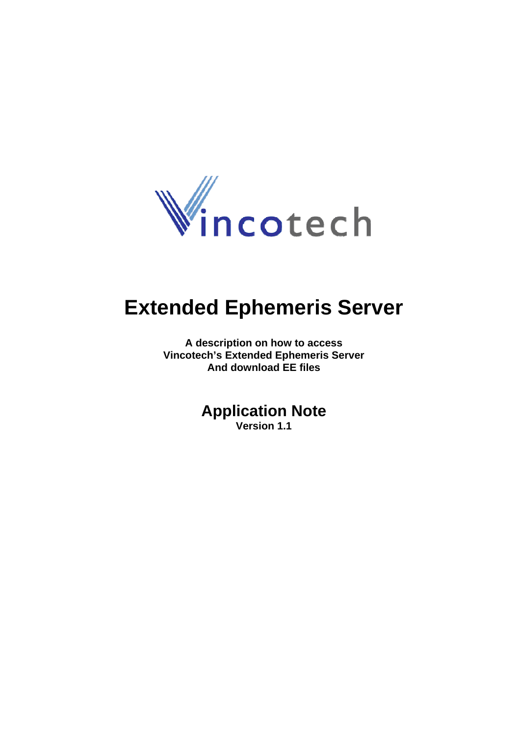Vincotech

# Extended Ephemeris Server

**A description on how to access**
**Vincotech's Extended Ephemeris Server**
**And download EE files**

## Application Note

**Version 1.1**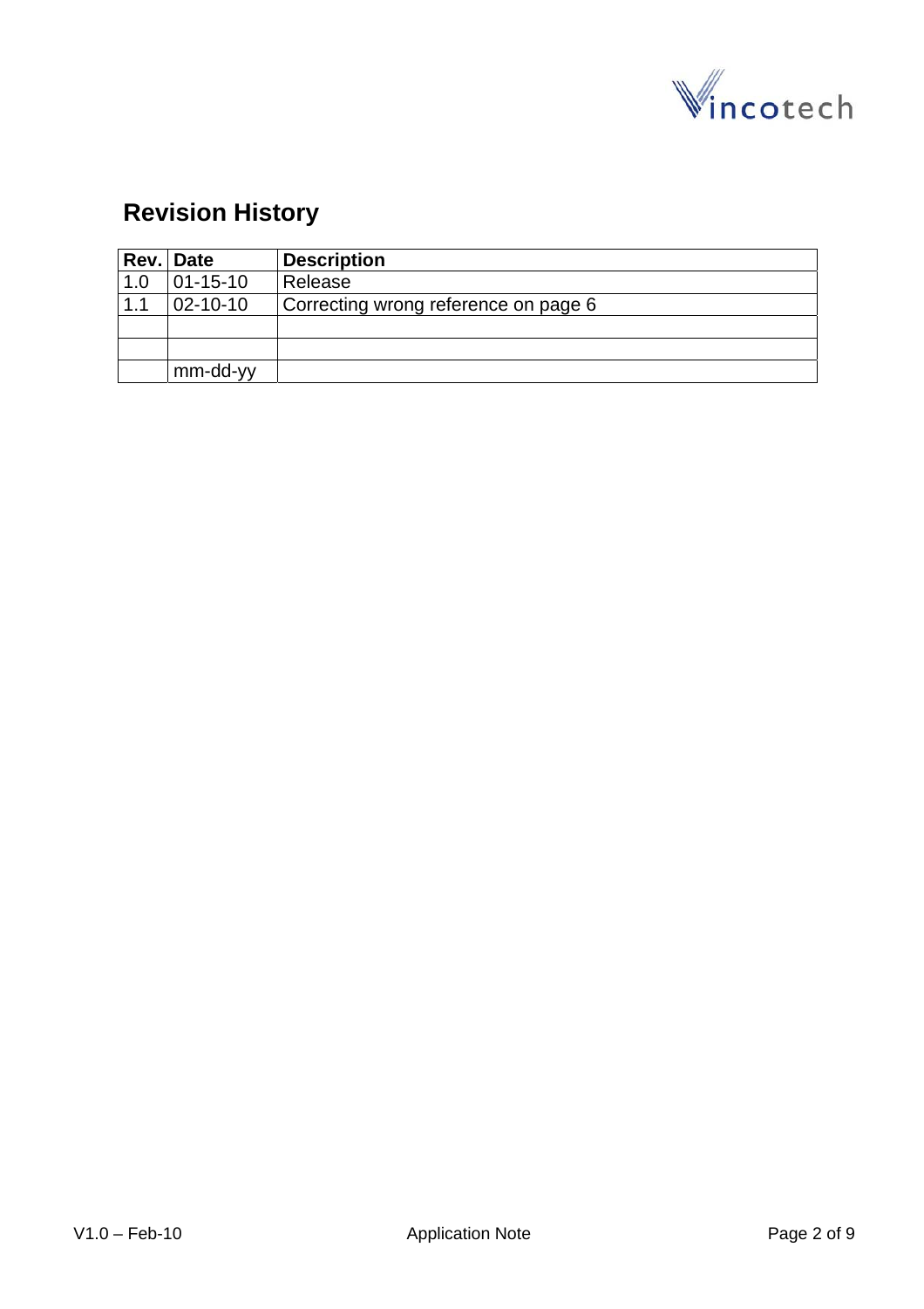## Revision History

| Rev. | Date | Description |
|---|---|---|
| 1.0 | 01-15-10 | Release |
| 1.1 | 02-10-10 | Correcting wrong reference on page 6 |
| | | |
| | | |
| | mm-dd-yy | |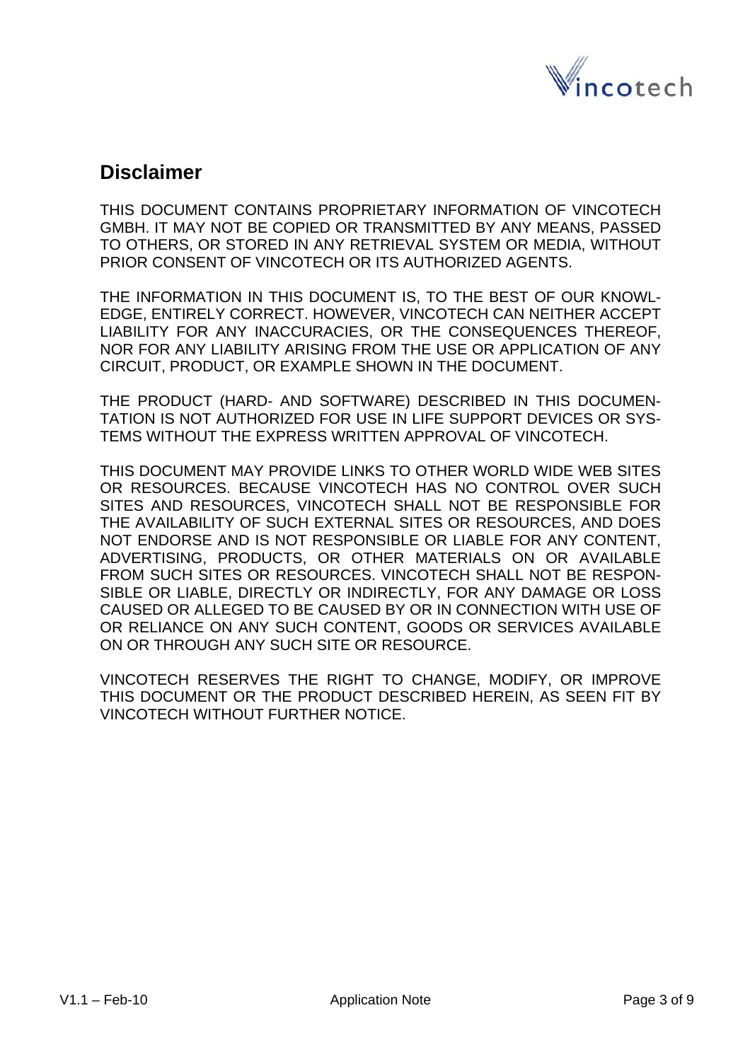## Disclaimer

THIS DOCUMENT CONTAINS PROPRIETARY INFORMATION OF VINCOTECH GMBH. IT MAY NOT BE COPIED OR TRANSMITTED BY ANY MEANS, PASSED TO OTHERS, OR STORED IN ANY RETRIEVAL SYSTEM OR MEDIA, WITHOUT PRIOR CONSENT OF VINCOTECH OR ITS AUTHORIZED AGENTS.

THE INFORMATION IN THIS DOCUMENT IS, TO THE BEST OF OUR KNOWLEDGE, ENTIRELY CORRECT. HOWEVER, VINCOTECH CAN NEITHER ACCEPT LIABILITY FOR ANY INACCURACIES, OR THE CONSEQUENCES THEREOF, NOR FOR ANY LIABILITY ARISING FROM THE USE OR APPLICATION OF ANY CIRCUIT, PRODUCT, OR EXAMPLE SHOWN IN THE DOCUMENT.

THE PRODUCT (HARD- AND SOFTWARE) DESCRIBED IN THIS DOCUMENTATION IS NOT AUTHORIZED FOR USE IN LIFE SUPPORT DEVICES OR SYSTEMS WITHOUT THE EXPRESS WRITTEN APPROVAL OF VINCOTECH.

THIS DOCUMENT MAY PROVIDE LINKS TO OTHER WORLD WIDE WEB SITES OR RESOURCES. BECAUSE VINCOTECH HAS NO CONTROL OVER SUCH SITES AND RESOURCES, VINCOTECH SHALL NOT BE RESPONSIBLE FOR THE AVAILABILITY OF SUCH EXTERNAL SITES OR RESOURCES, AND DOES NOT ENDORSE AND IS NOT RESPONSIBLE OR LIABLE FOR ANY CONTENT, ADVERTISING, PRODUCTS, OR OTHER MATERIALS ON OR AVAILABLE FROM SUCH SITES OR RESOURCES. VINCOTECH SHALL NOT BE RESPONSIBLE OR LIABLE, DIRECTLY OR INDIRECTLY, FOR ANY DAMAGE OR LOSS CAUSED OR ALLEGED TO BE CAUSED BY OR IN CONNECTION WITH USE OF OR RELIANCE ON ANY SUCH CONTENT, GOODS OR SERVICES AVAILABLE ON OR THROUGH ANY SUCH SITE OR RESOURCE.

VINCOTECH RESERVES THE RIGHT TO CHANGE, MODIFY, OR IMPROVE THIS DOCUMENT OR THE PRODUCT DESCRIBED HEREIN, AS SEEN FIT BY VINCOTECH WITHOUT FURTHER NOTICE.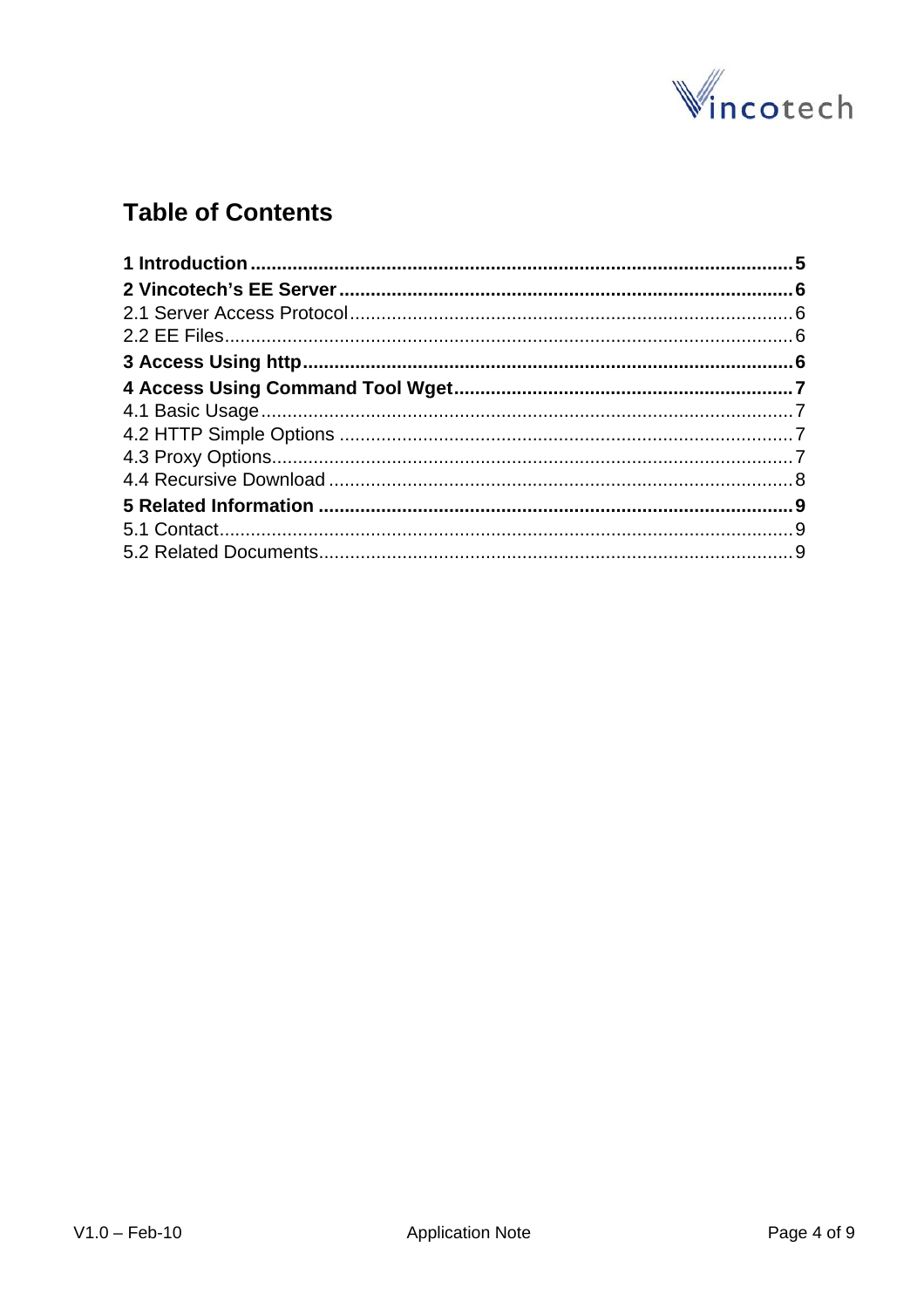# Table of Contents

**1 Introduction .......................................................................................................... 5**

**2 Vincotech's EE Server ......................................................................................... 6**

2.1 Server Access Protocol ....................................................................................... 6

2.2 EE Files ............................................................................................................... 6

**3 Access Using http ................................................................................................ 6**

**4 Access Using Command Tool Wget ................................................................... 7**

4.1 Basic Usage ........................................................................................................ 7

4.2 HTTP Simple Options ......................................................................................... 7

4.3 Proxy Options ..................................................................................................... 7

4.4 Recursive Download ........................................................................................... 8

**5 Related Information ............................................................................................. 9**

5.1 Contact ................................................................................................................ 9

5.2 Related Documents ............................................................................................. 9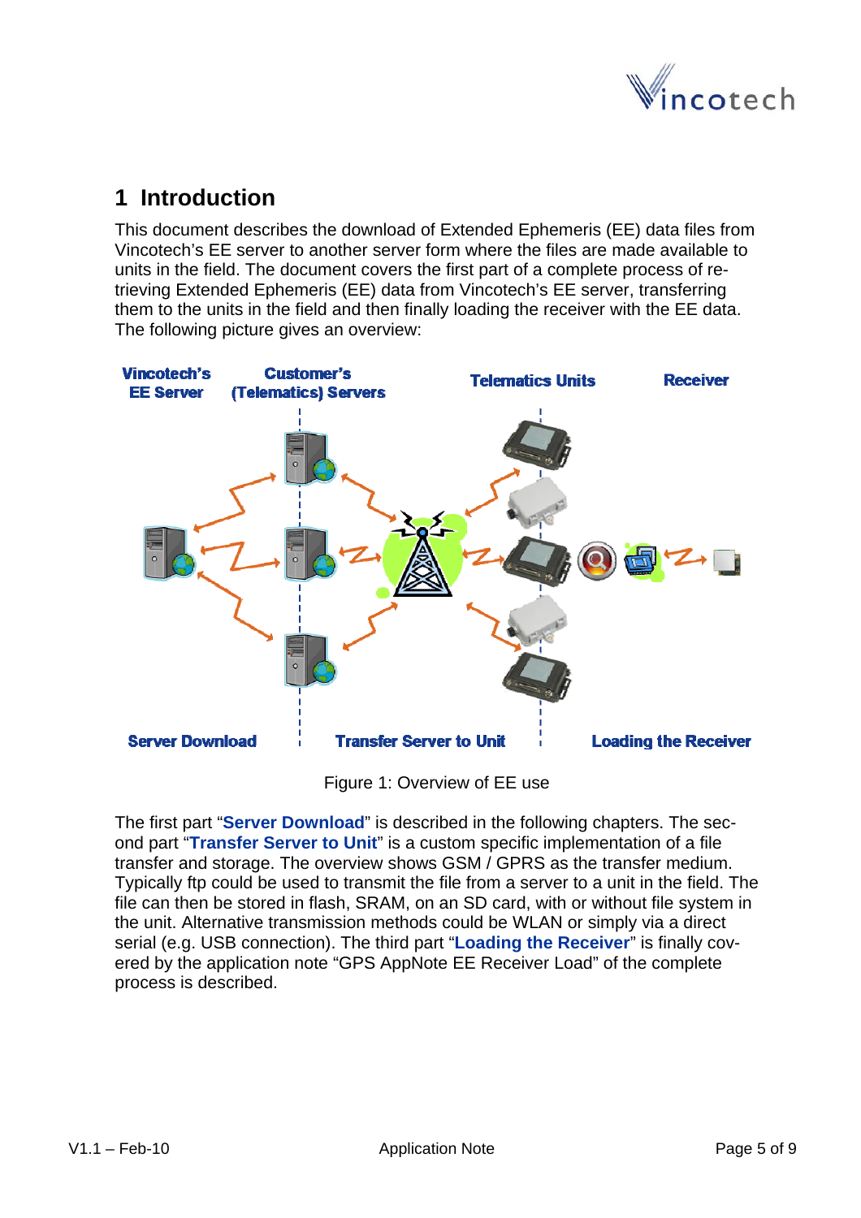# 1 Introduction

This document describes the download of Extended Ephemeris (EE) data files from Vincotech's EE server to another server form where the files are made available to units in the field. The document covers the first part of a complete process of retrieving Extended Ephemeris (EE) data from Vincotech's EE server, transferring them to the units in the field and then finally loading the receiver with the EE data. The following picture gives an overview:

Figure 1: Overview of EE use

The first part "**Server Download**" is described in the following chapters. The second part "**Transfer Server to Unit**" is a custom specific implementation of a file transfer and storage. The overview shows GSM / GPRS as the transfer medium. Typically ftp could be used to transmit the file from a server to a unit in the field. The file can then be stored in flash, SRAM, on an SD card, with or without file system in the unit. Alternative transmission methods could be WLAN or simply via a direct serial (e.g. USB connection). The third part "**Loading the Receiver**" is finally covered by the application note "GPS AppNote EE Receiver Load" of the complete process is described.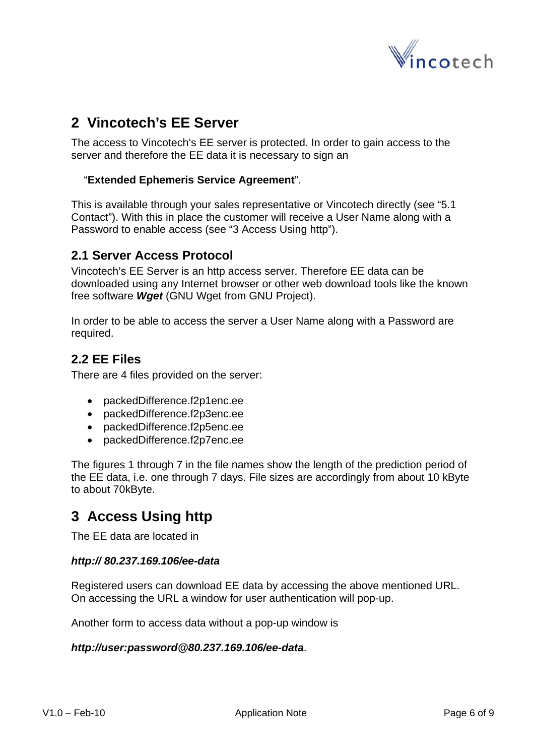## 2 Vincotech's EE Server

The access to Vincotech's EE server is protected. In order to gain access to the server and therefore the EE data it is necessary to sign an

"**Extended Ephemeris Service Agreement**".

This is available through your sales representative or Vincotech directly (see "5.1 Contact"). With this in place the customer will receive a User Name along with a Password to enable access (see "3 Access Using http").

### 2.1 Server Access Protocol

Vincotech's EE Server is an http access server. Therefore EE data can be downloaded using any Internet browser or other web download tools like the known free software ***Wget*** (GNU Wget from GNU Project).

In order to be able to access the server a User Name along with a Password are required.

### 2.2 EE Files

There are 4 files provided on the server:

- packedDifference.f2p1enc.ee
- packedDifference.f2p3enc.ee
- packedDifference.f2p5enc.ee
- packedDifference.f2p7enc.ee

The figures 1 through 7 in the file names show the length of the prediction period of the EE data, i.e. one through 7 days. File sizes are accordingly from about 10 kByte to about 70kByte.

## 3 Access Using http

The EE data are located in

***http:// 80.237.169.106/ee-data***

Registered users can download EE data by accessing the above mentioned URL. On accessing the URL a window for user authentication will pop-up.

Another form to access data without a pop-up window is

***http://user:password@80.237.169.106/ee-data***.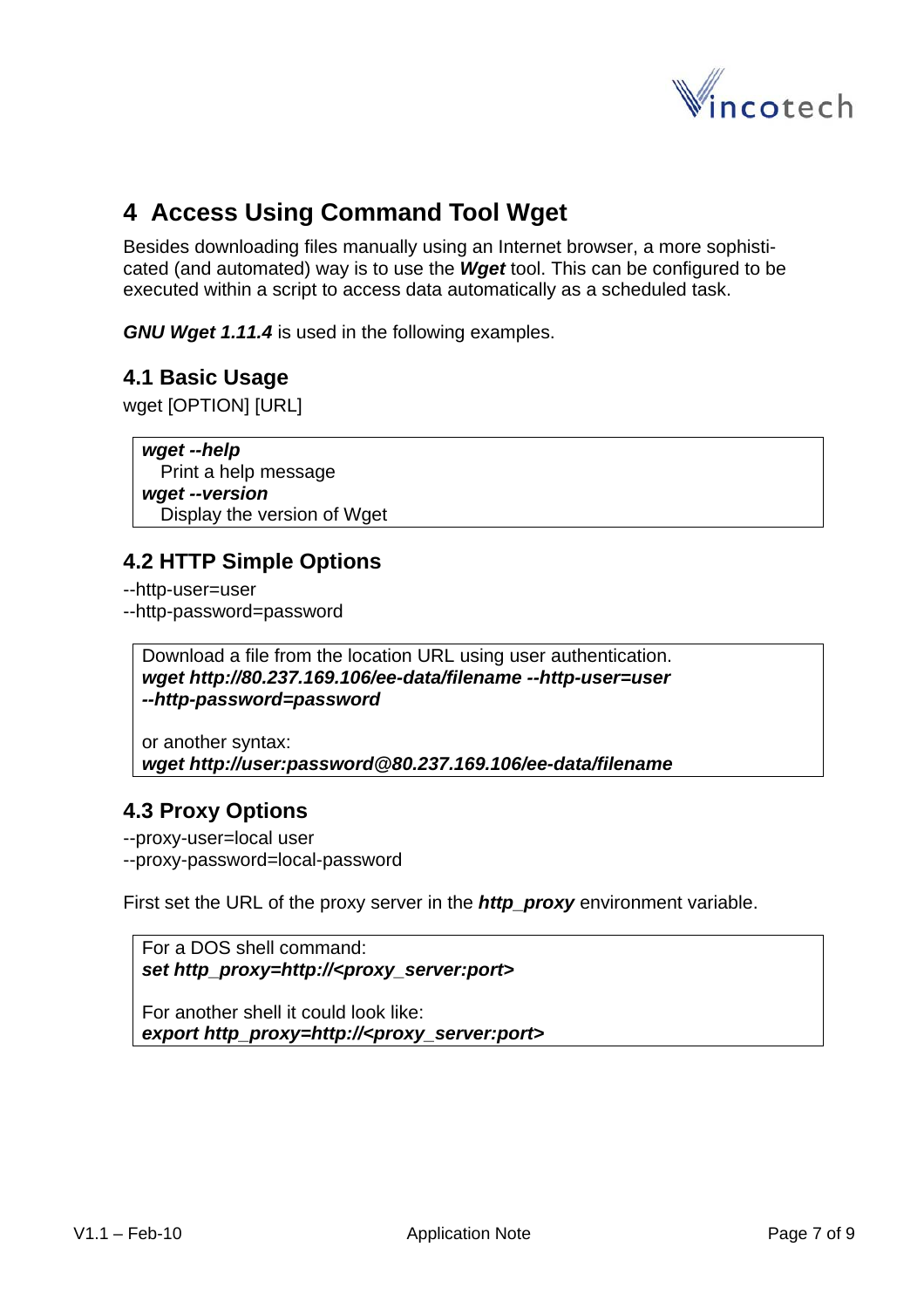# 4 Access Using Command Tool Wget

Besides downloading files manually using an Internet browser, a more sophisticated (and automated) way is to use the ***Wget*** tool. This can be configured to be executed within a script to access data automatically as a scheduled task.

***GNU Wget 1.11.4*** is used in the following examples.

## 4.1 Basic Usage

wget [OPTION] [URL]

> ***wget --help***
> Print a help message
> ***wget --version***
> Display the version of Wget

## 4.2 HTTP Simple Options

--http-user=user
--http-password=password

> Download a file from the location URL using user authentication.
> ***wget http://80.237.169.106/ee-data/filename --http-user=user --http-password=password***
>
> or another syntax:
> ***wget http://user:password@80.237.169.106/ee-data/filename***

## 4.3 Proxy Options

--proxy-user=local user
--proxy-password=local-password

First set the URL of the proxy server in the ***http_proxy*** environment variable.

> For a DOS shell command:
> ***set http_proxy=http://<proxy_server:port>***
>
> For another shell it could look like:
> ***export http_proxy=http://<proxy_server:port>***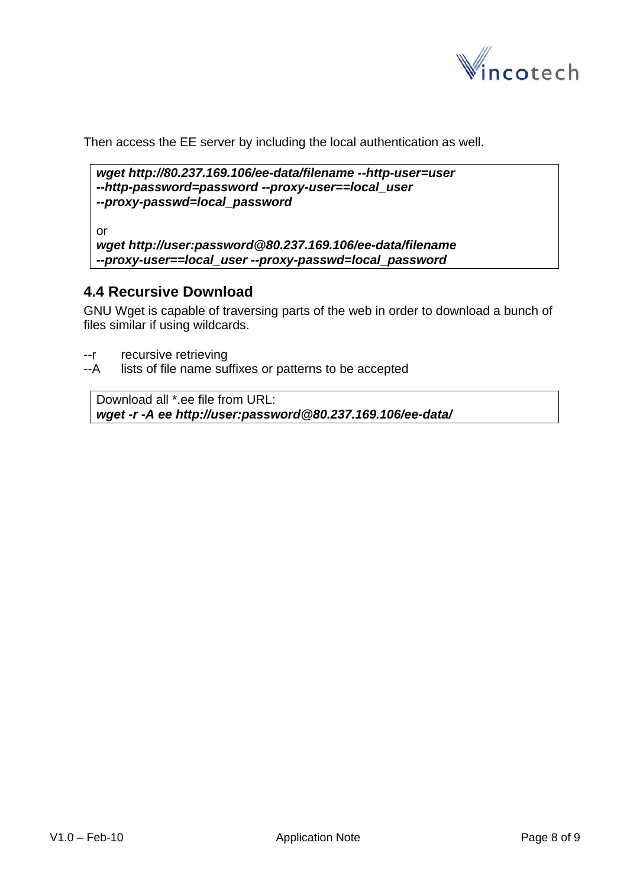Then access the EE server by including the local authentication as well.

```
wget http://80.237.169.106/ee-data/filename --http-user=user
--http-password=password --proxy-user==local_user
--proxy-passwd=local_password

or
wget http://user:password@80.237.169.106/ee-data/filename
--proxy-user==local_user --proxy-passwd=local_password
```

## 4.4 Recursive Download

GNU Wget is capable of traversing parts of the web in order to download a bunch of files similar if using wildcards.

--r    recursive retrieving
--A    lists of file name suffixes or patterns to be accepted

```
Download all *.ee file from URL:
wget -r -A ee http://user:password@80.237.169.106/ee-data/
```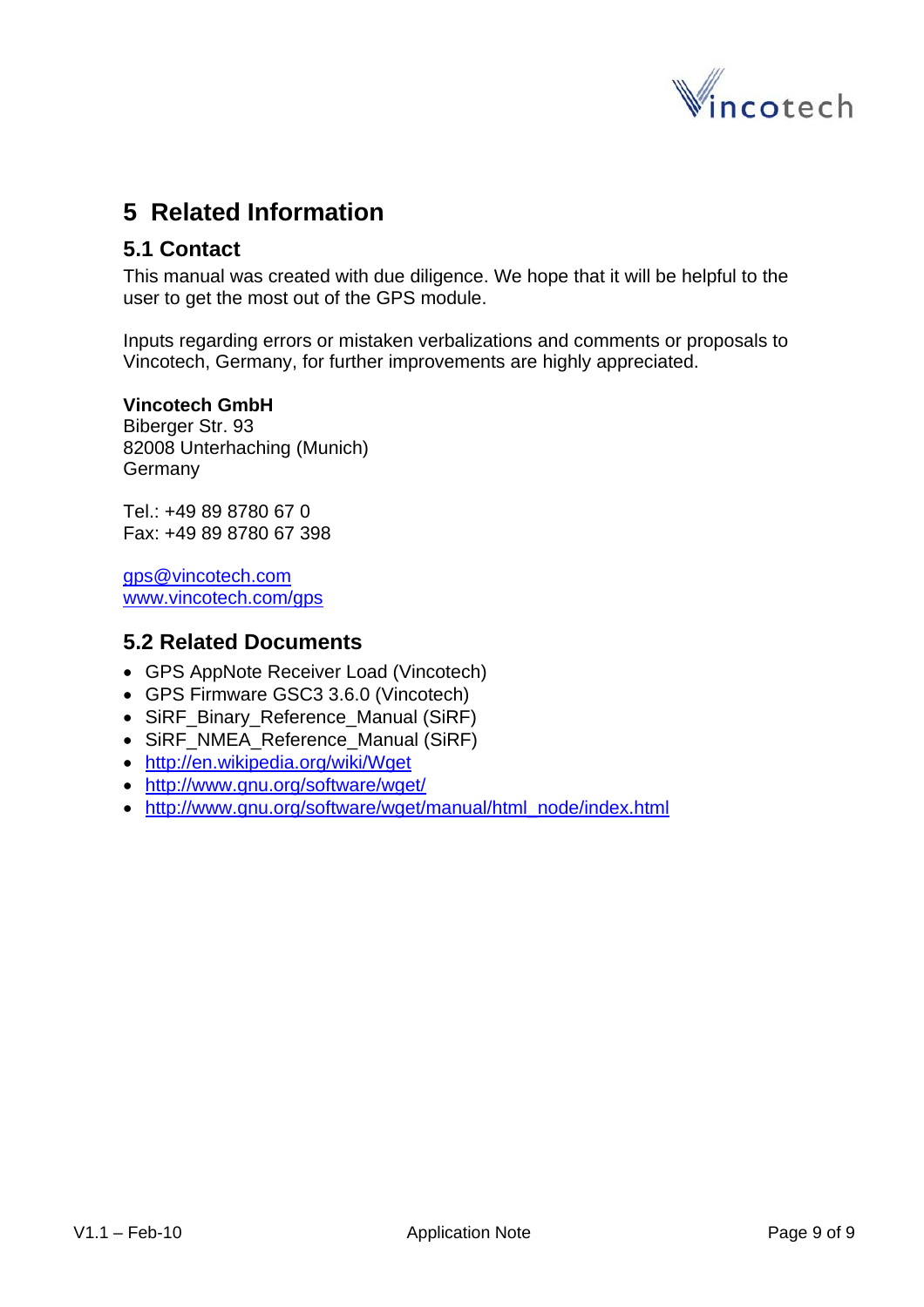# 5 Related Information

## 5.1 Contact

This manual was created with due diligence. We hope that it will be helpful to the user to get the most out of the GPS module.

Inputs regarding errors or mistaken verbalizations and comments or proposals to Vincotech, Germany, for further improvements are highly appreciated.

**Vincotech GmbH**
Biberger Str. 93
82008 Unterhaching (Munich)
Germany

Tel.: +49 89 8780 67 0
Fax: +49 89 8780 67 398

gps@vincotech.com
www.vincotech.com/gps

## 5.2 Related Documents

- GPS AppNote Receiver Load (Vincotech)
- GPS Firmware GSC3 3.6.0 (Vincotech)
- SiRF_Binary_Reference_Manual (SiRF)
- SiRF_NMEA_Reference_Manual (SiRF)
- http://en.wikipedia.org/wiki/Wget
- http://www.gnu.org/software/wget/
- http://www.gnu.org/software/wget/manual/html_node/index.html